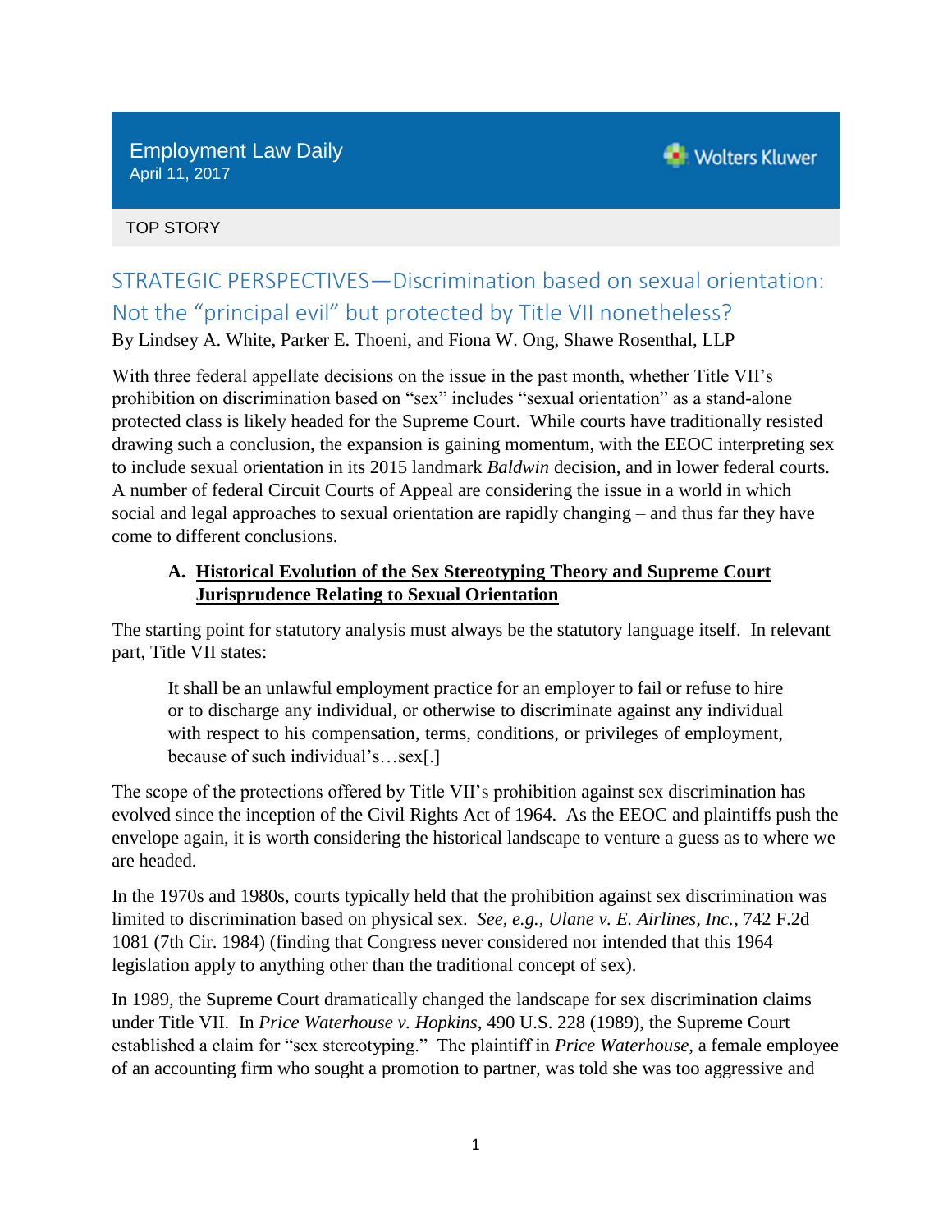Employment Law Daily
April 11, 2017

TOP STORY

# STRATEGIC PERSPECTIVES—Discrimination based on sexual orientation: Not the "principal evil" but protected by Title VII nonetheless?

By Lindsey A. White, Parker E. Thoeni, and Fiona W. Ong, Shawe Rosenthal, LLP

With three federal appellate decisions on the issue in the past month, whether Title VII's prohibition on discrimination based on "sex" includes "sexual orientation" as a stand-alone protected class is likely headed for the Supreme Court. While courts have traditionally resisted drawing such a conclusion, the expansion is gaining momentum, with the EEOC interpreting sex to include sexual orientation in its 2015 landmark *Baldwin* decision, and in lower federal courts. A number of federal Circuit Courts of Appeal are considering the issue in a world in which social and legal approaches to sexual orientation are rapidly changing – and thus far they have come to different conclusions.

## A. Historical Evolution of the Sex Stereotyping Theory and Supreme Court Jurisprudence Relating to Sexual Orientation

The starting point for statutory analysis must always be the statutory language itself. In relevant part, Title VII states:

> It shall be an unlawful employment practice for an employer to fail or refuse to hire or to discharge any individual, or otherwise to discriminate against any individual with respect to his compensation, terms, conditions, or privileges of employment, because of such individual's…sex[.]

The scope of the protections offered by Title VII's prohibition against sex discrimination has evolved since the inception of the Civil Rights Act of 1964. As the EEOC and plaintiffs push the envelope again, it is worth considering the historical landscape to venture a guess as to where we are headed.

In the 1970s and 1980s, courts typically held that the prohibition against sex discrimination was limited to discrimination based on physical sex. *See, e.g.*, *Ulane v. E. Airlines, Inc.*, 742 F.2d 1081 (7th Cir. 1984) (finding that Congress never considered nor intended that this 1964 legislation apply to anything other than the traditional concept of sex).

In 1989, the Supreme Court dramatically changed the landscape for sex discrimination claims under Title VII. In *Price Waterhouse v. Hopkins*, 490 U.S. 228 (1989), the Supreme Court established a claim for "sex stereotyping." The plaintiff in *Price Waterhouse*, a female employee of an accounting firm who sought a promotion to partner, was told she was too aggressive and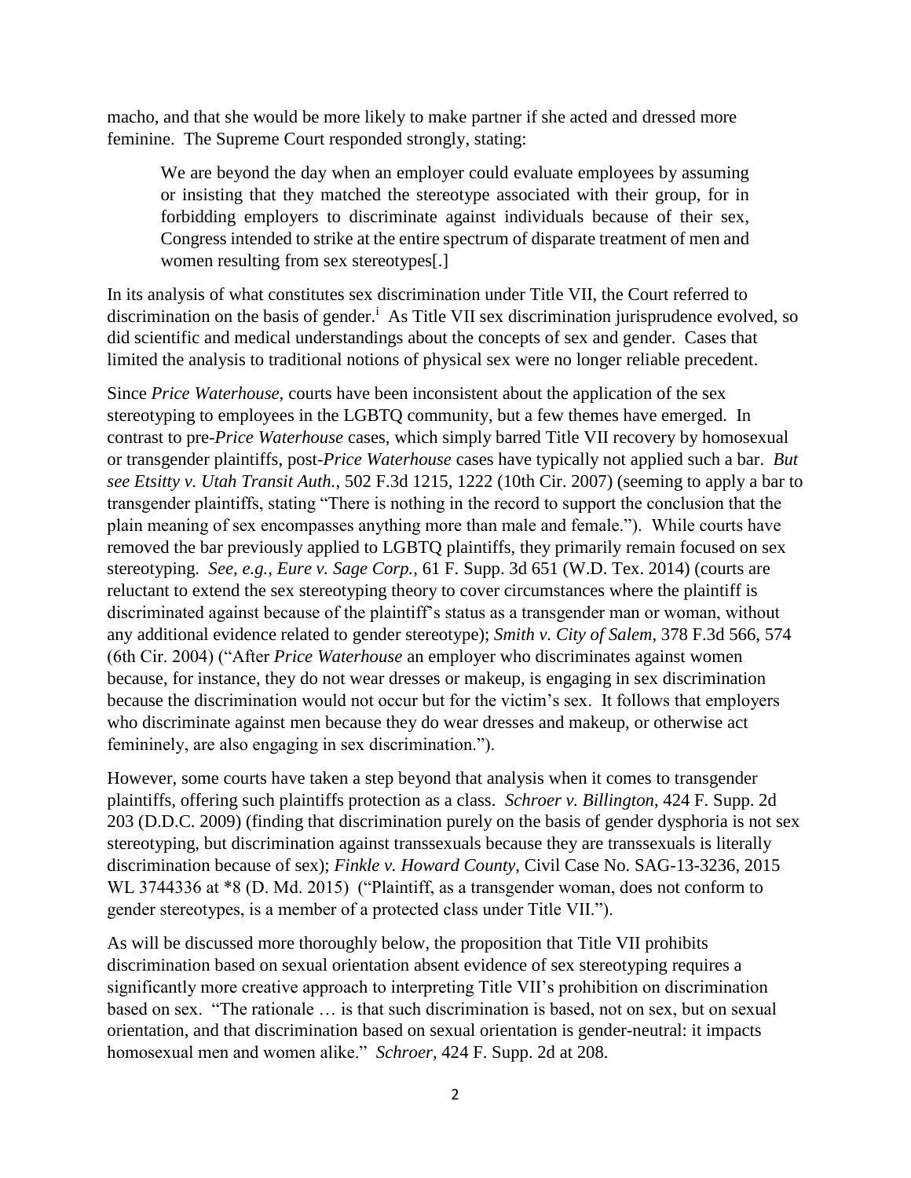macho, and that she would be more likely to make partner if she acted and dressed more feminine. The Supreme Court responded strongly, stating:

> We are beyond the day when an employer could evaluate employees by assuming or insisting that they matched the stereotype associated with their group, for in forbidding employers to discriminate against individuals because of their sex, Congress intended to strike at the entire spectrum of disparate treatment of men and women resulting from sex stereotypes[.]

In its analysis of what constitutes sex discrimination under Title VII, the Court referred to discrimination on the basis of gender.[i] As Title VII sex discrimination jurisprudence evolved, so did scientific and medical understandings about the concepts of sex and gender. Cases that limited the analysis to traditional notions of physical sex were no longer reliable precedent.

Since *Price Waterhouse*, courts have been inconsistent about the application of the sex stereotyping to employees in the LGBTQ community, but a few themes have emerged. In contrast to pre-*Price Waterhouse* cases, which simply barred Title VII recovery by homosexual or transgender plaintiffs, post-*Price Waterhouse* cases have typically not applied such a bar. *But see Etsitty v. Utah Transit Auth.*, 502 F.3d 1215, 1222 (10th Cir. 2007) (seeming to apply a bar to transgender plaintiffs, stating "There is nothing in the record to support the conclusion that the plain meaning of sex encompasses anything more than male and female."). While courts have removed the bar previously applied to LGBTQ plaintiffs, they primarily remain focused on sex stereotyping. *See, e.g., Eure v. Sage Corp.*, 61 F. Supp. 3d 651 (W.D. Tex. 2014) (courts are reluctant to extend the sex stereotyping theory to cover circumstances where the plaintiff is discriminated against because of the plaintiff's status as a transgender man or woman, without any additional evidence related to gender stereotype); *Smith v. City of Salem*, 378 F.3d 566, 574 (6th Cir. 2004) ("After *Price Waterhouse* an employer who discriminates against women because, for instance, they do not wear dresses or makeup, is engaging in sex discrimination because the discrimination would not occur but for the victim's sex. It follows that employers who discriminate against men because they do wear dresses and makeup, or otherwise act femininely, are also engaging in sex discrimination.").

However, some courts have taken a step beyond that analysis when it comes to transgender plaintiffs, offering such plaintiffs protection as a class. *Schroer v. Billington*, 424 F. Supp. 2d 203 (D.D.C. 2009) (finding that discrimination purely on the basis of gender dysphoria is not sex stereotyping, but discrimination against transsexuals because they are transsexuals is literally discrimination because of sex); *Finkle v. Howard County*, Civil Case No. SAG-13-3236, 2015 WL 3744336 at *8 (D. Md. 2015) ("Plaintiff, as a transgender woman, does not conform to gender stereotypes, is a member of a protected class under Title VII.").

As will be discussed more thoroughly below, the proposition that Title VII prohibits discrimination based on sexual orientation absent evidence of sex stereotyping requires a significantly more creative approach to interpreting Title VII's prohibition on discrimination based on sex. "The rationale … is that such discrimination is based, not on sex, but on sexual orientation, and that discrimination based on sexual orientation is gender-neutral: it impacts homosexual men and women alike." *Schroer*, 424 F. Supp. 2d at 208.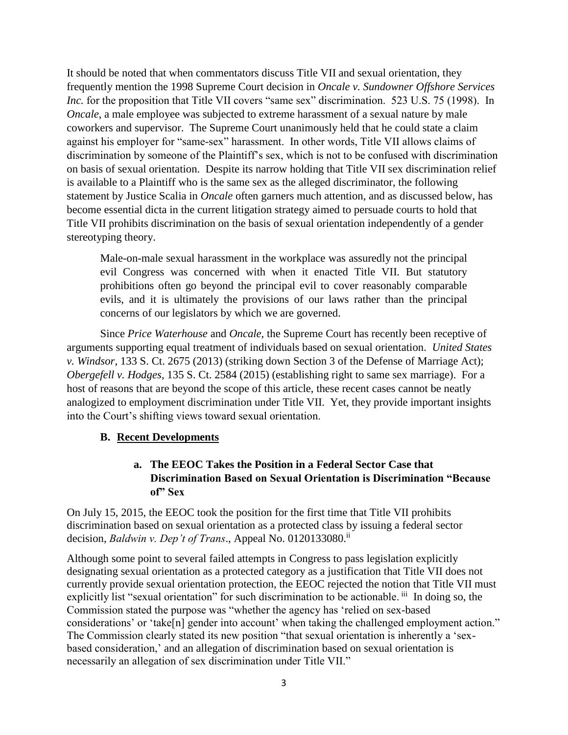It should be noted that when commentators discuss Title VII and sexual orientation, they frequently mention the 1998 Supreme Court decision in *Oncale v. Sundowner Offshore Services Inc.* for the proposition that Title VII covers "same sex" discrimination. 523 U.S. 75 (1998). In *Oncale*, a male employee was subjected to extreme harassment of a sexual nature by male coworkers and supervisor. The Supreme Court unanimously held that he could state a claim against his employer for "same-sex" harassment. In other words, Title VII allows claims of discrimination by someone of the Plaintiff's sex, which is not to be confused with discrimination on basis of sexual orientation. Despite its narrow holding that Title VII sex discrimination relief is available to a Plaintiff who is the same sex as the alleged discriminator, the following statement by Justice Scalia in *Oncale* often garners much attention, and as discussed below, has become essential dicta in the current litigation strategy aimed to persuade courts to hold that Title VII prohibits discrimination on the basis of sexual orientation independently of a gender stereotyping theory.

> Male-on-male sexual harassment in the workplace was assuredly not the principal evil Congress was concerned with when it enacted Title VII. But statutory prohibitions often go beyond the principal evil to cover reasonably comparable evils, and it is ultimately the provisions of our laws rather than the principal concerns of our legislators by which we are governed.

Since *Price Waterhouse* and *Oncale*, the Supreme Court has recently been receptive of arguments supporting equal treatment of individuals based on sexual orientation. *United States v. Windsor*, 133 S. Ct. 2675 (2013) (striking down Section 3 of the Defense of Marriage Act); *Obergefell v. Hodges*, 135 S. Ct. 2584 (2015) (establishing right to same sex marriage). For a host of reasons that are beyond the scope of this article, these recent cases cannot be neatly analogized to employment discrimination under Title VII. Yet, they provide important insights into the Court's shifting views toward sexual orientation.

### B. Recent Developments

#### a. The EEOC Takes the Position in a Federal Sector Case that Discrimination Based on Sexual Orientation is Discrimination "Because of" Sex

On July 15, 2015, the EEOC took the position for the first time that Title VII prohibits discrimination based on sexual orientation as a protected class by issuing a federal sector decision, *Baldwin v. Dep't of Trans*., Appeal No. 0120133080.[ii]

Although some point to several failed attempts in Congress to pass legislation explicitly designating sexual orientation as a protected category as a justification that Title VII does not currently provide sexual orientation protection, the EEOC rejected the notion that Title VII must explicitly list "sexual orientation" for such discrimination to be actionable.[iii] In doing so, the Commission stated the purpose was "whether the agency has 'relied on sex-based considerations' or 'take[n] gender into account' when taking the challenged employment action." The Commission clearly stated its new position "that sexual orientation is inherently a 'sex-based consideration,' and an allegation of discrimination based on sexual orientation is necessarily an allegation of sex discrimination under Title VII."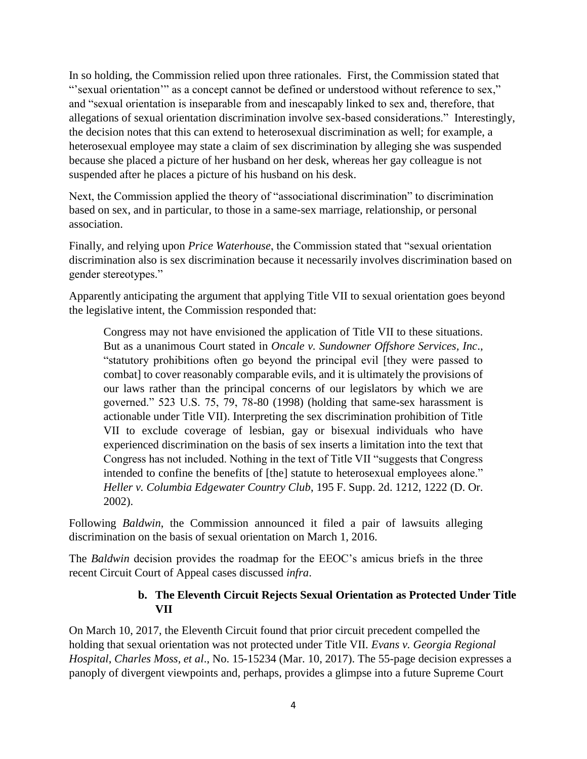In so holding, the Commission relied upon three rationales. First, the Commission stated that "'sexual orientation'" as a concept cannot be defined or understood without reference to sex," and "sexual orientation is inseparable from and inescapably linked to sex and, therefore, that allegations of sexual orientation discrimination involve sex-based considerations." Interestingly, the decision notes that this can extend to heterosexual discrimination as well; for example, a heterosexual employee may state a claim of sex discrimination by alleging she was suspended because she placed a picture of her husband on her desk, whereas her gay colleague is not suspended after he places a picture of his husband on his desk.

Next, the Commission applied the theory of "associational discrimination" to discrimination based on sex, and in particular, to those in a same-sex marriage, relationship, or personal association.

Finally, and relying upon *Price Waterhouse*, the Commission stated that "sexual orientation discrimination also is sex discrimination because it necessarily involves discrimination based on gender stereotypes."

Apparently anticipating the argument that applying Title VII to sexual orientation goes beyond the legislative intent, the Commission responded that:

> Congress may not have envisioned the application of Title VII to these situations. But as a unanimous Court stated in *Oncale v. Sundowner Offshore Services, Inc*., "statutory prohibitions often go beyond the principal evil [they were passed to combat] to cover reasonably comparable evils, and it is ultimately the provisions of our laws rather than the principal concerns of our legislators by which we are governed." 523 U.S. 75, 79, 78-80 (1998) (holding that same-sex harassment is actionable under Title VII). Interpreting the sex discrimination prohibition of Title VII to exclude coverage of lesbian, gay or bisexual individuals who have experienced discrimination on the basis of sex inserts a limitation into the text that Congress has not included. Nothing in the text of Title VII "suggests that Congress intended to confine the benefits of [the] statute to heterosexual employees alone." *Heller v. Columbia Edgewater Country Club*, 195 F. Supp. 2d. 1212, 1222 (D. Or. 2002).

Following *Baldwin*, the Commission announced it filed a pair of lawsuits alleging discrimination on the basis of sexual orientation on March 1, 2016.

The *Baldwin* decision provides the roadmap for the EEOC's amicus briefs in the three recent Circuit Court of Appeal cases discussed *infra*.

#### b. The Eleventh Circuit Rejects Sexual Orientation as Protected Under Title VII

On March 10, 2017, the Eleventh Circuit found that prior circuit precedent compelled the holding that sexual orientation was not protected under Title VII. *Evans v. Georgia Regional Hospital*, *Charles Moss, et al*., No. 15-15234 (Mar. 10, 2017). The 55-page decision expresses a panoply of divergent viewpoints and, perhaps, provides a glimpse into a future Supreme Court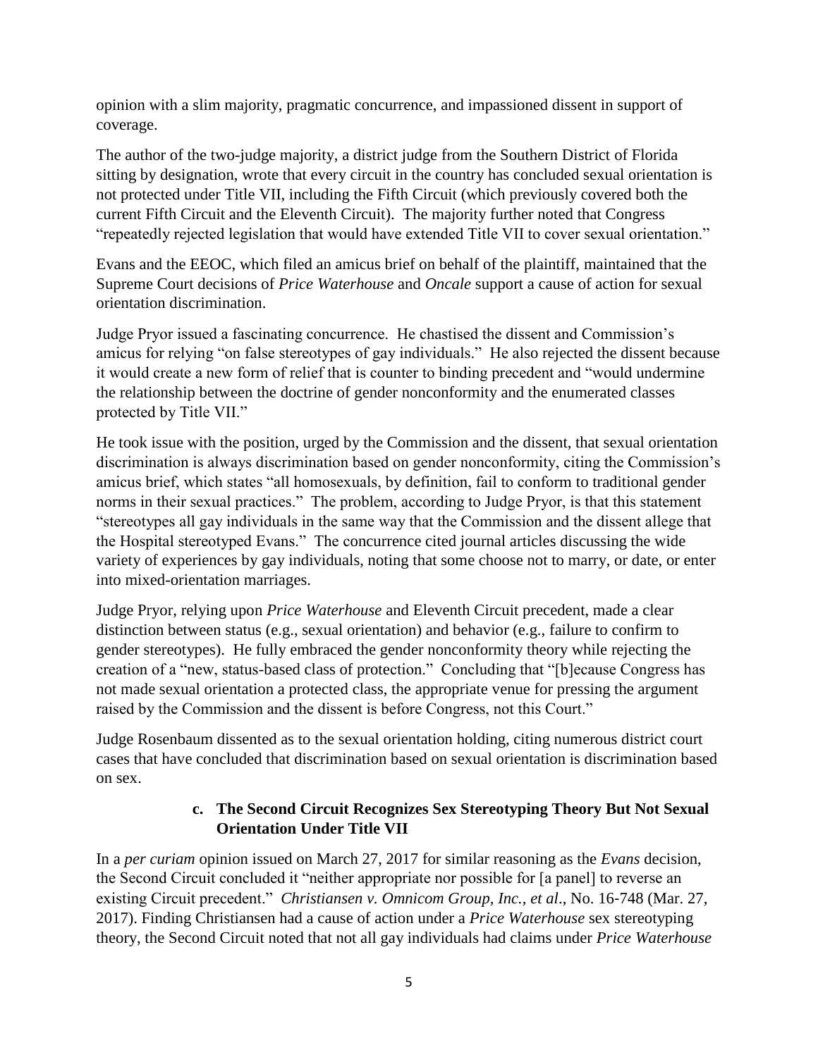opinion with a slim majority, pragmatic concurrence, and impassioned dissent in support of coverage.

The author of the two-judge majority, a district judge from the Southern District of Florida sitting by designation, wrote that every circuit in the country has concluded sexual orientation is not protected under Title VII, including the Fifth Circuit (which previously covered both the current Fifth Circuit and the Eleventh Circuit). The majority further noted that Congress "repeatedly rejected legislation that would have extended Title VII to cover sexual orientation."

Evans and the EEOC, which filed an amicus brief on behalf of the plaintiff, maintained that the Supreme Court decisions of *Price Waterhouse* and *Oncale* support a cause of action for sexual orientation discrimination.

Judge Pryor issued a fascinating concurrence. He chastised the dissent and Commission's amicus for relying "on false stereotypes of gay individuals." He also rejected the dissent because it would create a new form of relief that is counter to binding precedent and "would undermine the relationship between the doctrine of gender nonconformity and the enumerated classes protected by Title VII."

He took issue with the position, urged by the Commission and the dissent, that sexual orientation discrimination is always discrimination based on gender nonconformity, citing the Commission's amicus brief, which states "all homosexuals, by definition, fail to conform to traditional gender norms in their sexual practices." The problem, according to Judge Pryor, is that this statement "stereotypes all gay individuals in the same way that the Commission and the dissent allege that the Hospital stereotyped Evans." The concurrence cited journal articles discussing the wide variety of experiences by gay individuals, noting that some choose not to marry, or date, or enter into mixed-orientation marriages.

Judge Pryor, relying upon *Price Waterhouse* and Eleventh Circuit precedent, made a clear distinction between status (e.g., sexual orientation) and behavior (e.g., failure to confirm to gender stereotypes). He fully embraced the gender nonconformity theory while rejecting the creation of a "new, status-based class of protection." Concluding that "[b]ecause Congress has not made sexual orientation a protected class, the appropriate venue for pressing the argument raised by the Commission and the dissent is before Congress, not this Court."

Judge Rosenbaum dissented as to the sexual orientation holding, citing numerous district court cases that have concluded that discrimination based on sexual orientation is discrimination based on sex.

### c. The Second Circuit Recognizes Sex Stereotyping Theory But Not Sexual Orientation Under Title VII

In a *per curiam* opinion issued on March 27, 2017 for similar reasoning as the *Evans* decision, the Second Circuit concluded it "neither appropriate nor possible for [a panel] to reverse an existing Circuit precedent." *Christiansen v. Omnicom Group, Inc., et al*., No. 16-748 (Mar. 27, 2017). Finding Christiansen had a cause of action under a *Price Waterhouse* sex stereotyping theory, the Second Circuit noted that not all gay individuals had claims under *Price Waterhouse*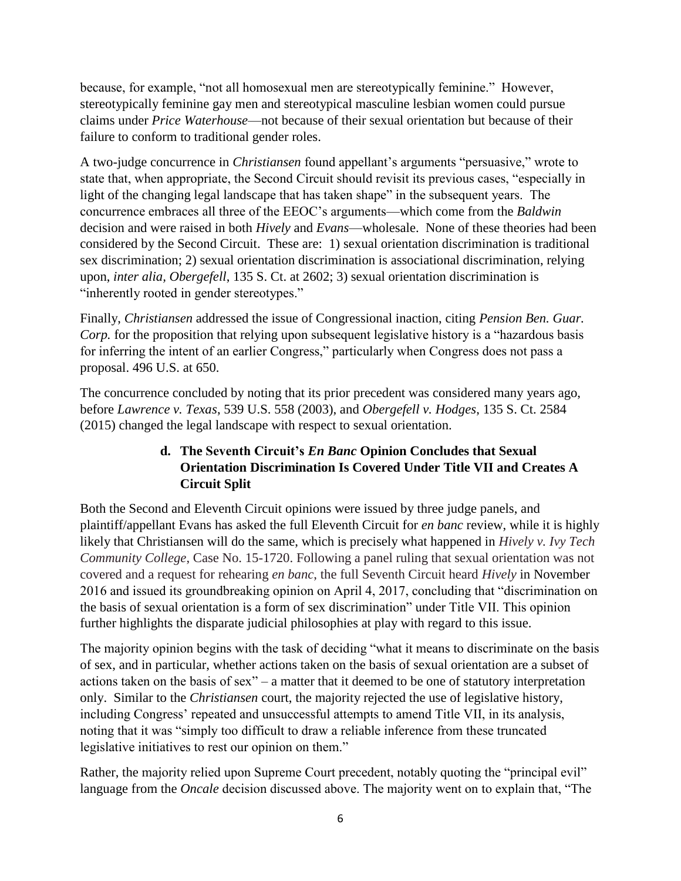because, for example, "not all homosexual men are stereotypically feminine." However, stereotypically feminine gay men and stereotypical masculine lesbian women could pursue claims under *Price Waterhouse*—not because of their sexual orientation but because of their failure to conform to traditional gender roles.

A two-judge concurrence in *Christiansen* found appellant's arguments "persuasive," wrote to state that, when appropriate, the Second Circuit should revisit its previous cases, "especially in light of the changing legal landscape that has taken shape" in the subsequent years. The concurrence embraces all three of the EEOC's arguments—which come from the *Baldwin* decision and were raised in both *Hively* and *Evans*—wholesale. None of these theories had been considered by the Second Circuit. These are: 1) sexual orientation discrimination is traditional sex discrimination; 2) sexual orientation discrimination is associational discrimination, relying upon, *inter alia*, *Obergefell*, 135 S. Ct. at 2602; 3) sexual orientation discrimination is "inherently rooted in gender stereotypes."

Finally, *Christiansen* addressed the issue of Congressional inaction, citing *Pension Ben. Guar. Corp.* for the proposition that relying upon subsequent legislative history is a "hazardous basis for inferring the intent of an earlier Congress," particularly when Congress does not pass a proposal. 496 U.S. at 650.

The concurrence concluded by noting that its prior precedent was considered many years ago, before *Lawrence v. Texas*, 539 U.S. 558 (2003), and *Obergefell v. Hodges*, 135 S. Ct. 2584 (2015) changed the legal landscape with respect to sexual orientation.

### d. The Seventh Circuit's *En Banc* Opinion Concludes that Sexual Orientation Discrimination Is Covered Under Title VII and Creates A Circuit Split

Both the Second and Eleventh Circuit opinions were issued by three judge panels, and plaintiff/appellant Evans has asked the full Eleventh Circuit for *en banc* review, while it is highly likely that Christiansen will do the same, which is precisely what happened in *Hively v. Ivy Tech Community College*, Case No. 15-1720. Following a panel ruling that sexual orientation was not covered and a request for rehearing *en banc*, the full Seventh Circuit heard *Hively* in November 2016 and issued its groundbreaking opinion on April 4, 2017, concluding that "discrimination on the basis of sexual orientation is a form of sex discrimination" under Title VII. This opinion further highlights the disparate judicial philosophies at play with regard to this issue.

The majority opinion begins with the task of deciding "what it means to discriminate on the basis of sex, and in particular, whether actions taken on the basis of sexual orientation are a subset of actions taken on the basis of sex" – a matter that it deemed to be one of statutory interpretation only. Similar to the *Christiansen* court, the majority rejected the use of legislative history, including Congress' repeated and unsuccessful attempts to amend Title VII, in its analysis, noting that it was "simply too difficult to draw a reliable inference from these truncated legislative initiatives to rest our opinion on them."

Rather, the majority relied upon Supreme Court precedent, notably quoting the "principal evil" language from the *Oncale* decision discussed above. The majority went on to explain that, "The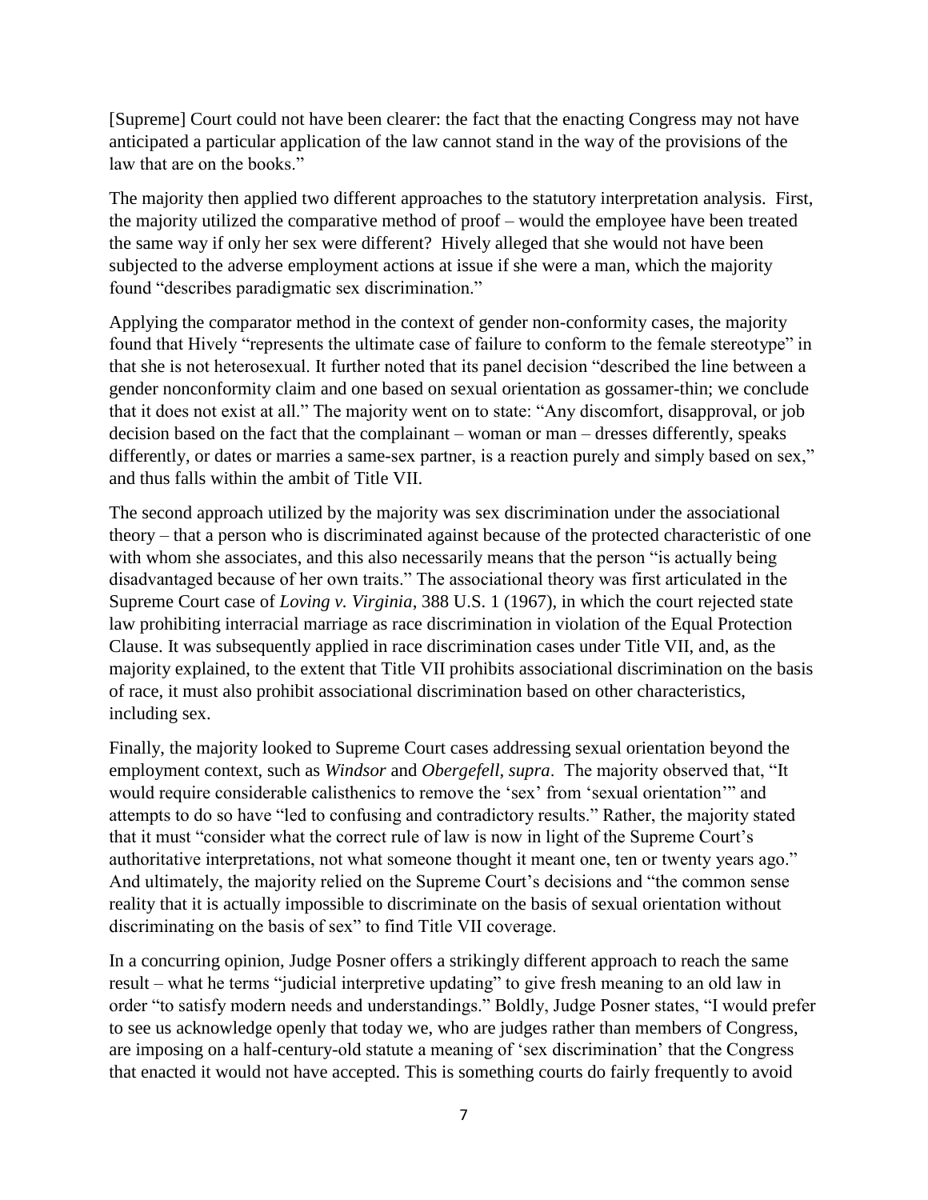[Supreme] Court could not have been clearer: the fact that the enacting Congress may not have anticipated a particular application of the law cannot stand in the way of the provisions of the law that are on the books."

The majority then applied two different approaches to the statutory interpretation analysis. First, the majority utilized the comparative method of proof – would the employee have been treated the same way if only her sex were different? Hively alleged that she would not have been subjected to the adverse employment actions at issue if she were a man, which the majority found "describes paradigmatic sex discrimination."

Applying the comparator method in the context of gender non-conformity cases, the majority found that Hively "represents the ultimate case of failure to conform to the female stereotype" in that she is not heterosexual. It further noted that its panel decision "described the line between a gender nonconformity claim and one based on sexual orientation as gossamer-thin; we conclude that it does not exist at all." The majority went on to state: "Any discomfort, disapproval, or job decision based on the fact that the complainant – woman or man – dresses differently, speaks differently, or dates or marries a same-sex partner, is a reaction purely and simply based on sex," and thus falls within the ambit of Title VII.

The second approach utilized by the majority was sex discrimination under the associational theory – that a person who is discriminated against because of the protected characteristic of one with whom she associates, and this also necessarily means that the person "is actually being disadvantaged because of her own traits." The associational theory was first articulated in the Supreme Court case of *Loving v. Virginia*, 388 U.S. 1 (1967), in which the court rejected state law prohibiting interracial marriage as race discrimination in violation of the Equal Protection Clause. It was subsequently applied in race discrimination cases under Title VII, and, as the majority explained, to the extent that Title VII prohibits associational discrimination on the basis of race, it must also prohibit associational discrimination based on other characteristics, including sex.

Finally, the majority looked to Supreme Court cases addressing sexual orientation beyond the employment context, such as *Windsor* and *Obergefell, supra*. The majority observed that, "It would require considerable calisthenics to remove the 'sex' from 'sexual orientation'" and attempts to do so have "led to confusing and contradictory results." Rather, the majority stated that it must "consider what the correct rule of law is now in light of the Supreme Court's authoritative interpretations, not what someone thought it meant one, ten or twenty years ago." And ultimately, the majority relied on the Supreme Court's decisions and "the common sense reality that it is actually impossible to discriminate on the basis of sexual orientation without discriminating on the basis of sex" to find Title VII coverage.

In a concurring opinion, Judge Posner offers a strikingly different approach to reach the same result – what he terms "judicial interpretive updating" to give fresh meaning to an old law in order "to satisfy modern needs and understandings." Boldly, Judge Posner states, "I would prefer to see us acknowledge openly that today we, who are judges rather than members of Congress, are imposing on a half-century-old statute a meaning of 'sex discrimination' that the Congress that enacted it would not have accepted. This is something courts do fairly frequently to avoid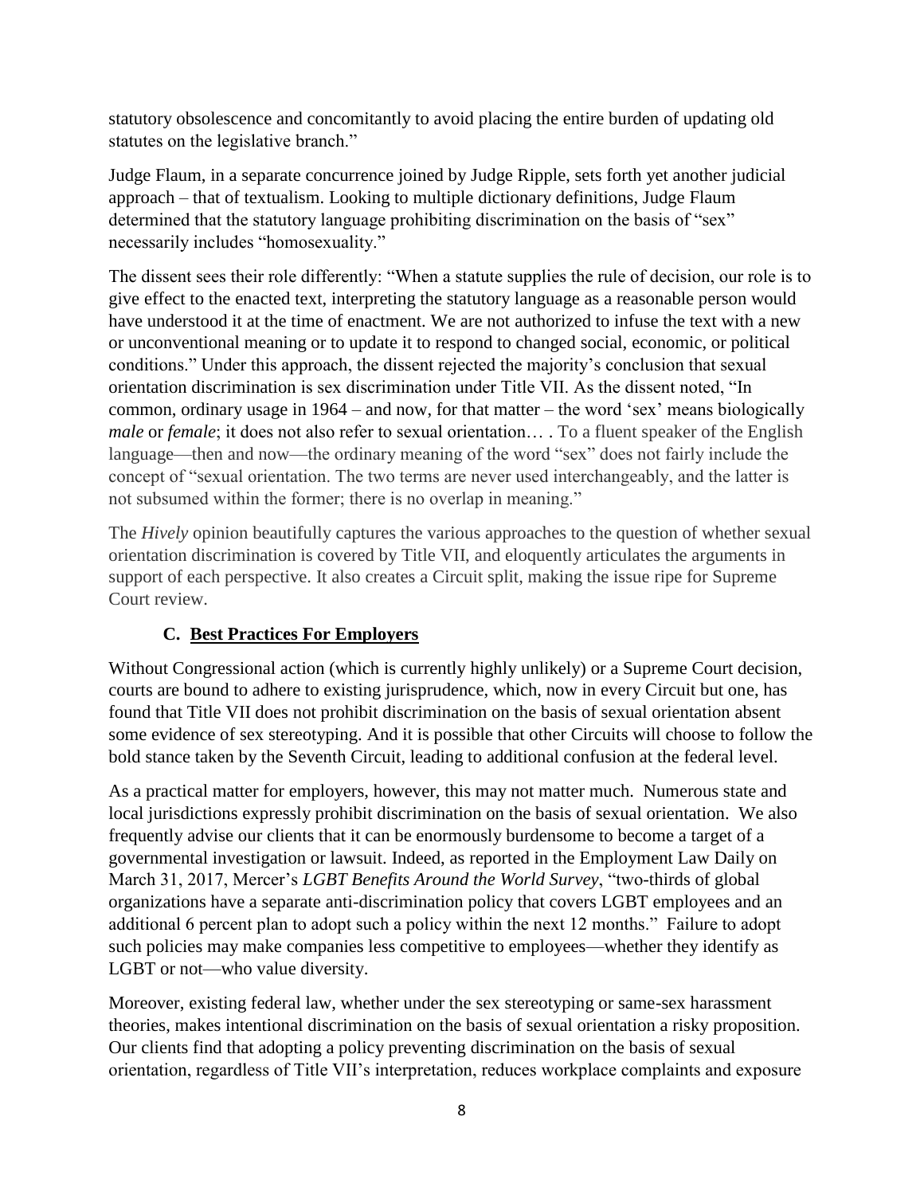statutory obsolescence and concomitantly to avoid placing the entire burden of updating old statutes on the legislative branch."

Judge Flaum, in a separate concurrence joined by Judge Ripple, sets forth yet another judicial approach – that of textualism. Looking to multiple dictionary definitions, Judge Flaum determined that the statutory language prohibiting discrimination on the basis of "sex" necessarily includes "homosexuality."

The dissent sees their role differently: "When a statute supplies the rule of decision, our role is to give effect to the enacted text, interpreting the statutory language as a reasonable person would have understood it at the time of enactment. We are not authorized to infuse the text with a new or unconventional meaning or to update it to respond to changed social, economic, or political conditions." Under this approach, the dissent rejected the majority's conclusion that sexual orientation discrimination is sex discrimination under Title VII. As the dissent noted, "In common, ordinary usage in 1964 – and now, for that matter – the word 'sex' means biologically *male* or *female*; it does not also refer to sexual orientation… . To a fluent speaker of the English language—then and now—the ordinary meaning of the word "sex" does not fairly include the concept of "sexual orientation. The two terms are never used interchangeably, and the latter is not subsumed within the former; there is no overlap in meaning."

The *Hively* opinion beautifully captures the various approaches to the question of whether sexual orientation discrimination is covered by Title VII, and eloquently articulates the arguments in support of each perspective. It also creates a Circuit split, making the issue ripe for Supreme Court review.

### C. Best Practices For Employers

Without Congressional action (which is currently highly unlikely) or a Supreme Court decision, courts are bound to adhere to existing jurisprudence, which, now in every Circuit but one, has found that Title VII does not prohibit discrimination on the basis of sexual orientation absent some evidence of sex stereotyping. And it is possible that other Circuits will choose to follow the bold stance taken by the Seventh Circuit, leading to additional confusion at the federal level.

As a practical matter for employers, however, this may not matter much. Numerous state and local jurisdictions expressly prohibit discrimination on the basis of sexual orientation. We also frequently advise our clients that it can be enormously burdensome to become a target of a governmental investigation or lawsuit. Indeed, as reported in the Employment Law Daily on March 31, 2017, Mercer's *LGBT Benefits Around the World Survey*, "two-thirds of global organizations have a separate anti-discrimination policy that covers LGBT employees and an additional 6 percent plan to adopt such a policy within the next 12 months." Failure to adopt such policies may make companies less competitive to employees—whether they identify as LGBT or not—who value diversity.

Moreover, existing federal law, whether under the sex stereotyping or same-sex harassment theories, makes intentional discrimination on the basis of sexual orientation a risky proposition. Our clients find that adopting a policy preventing discrimination on the basis of sexual orientation, regardless of Title VII's interpretation, reduces workplace complaints and exposure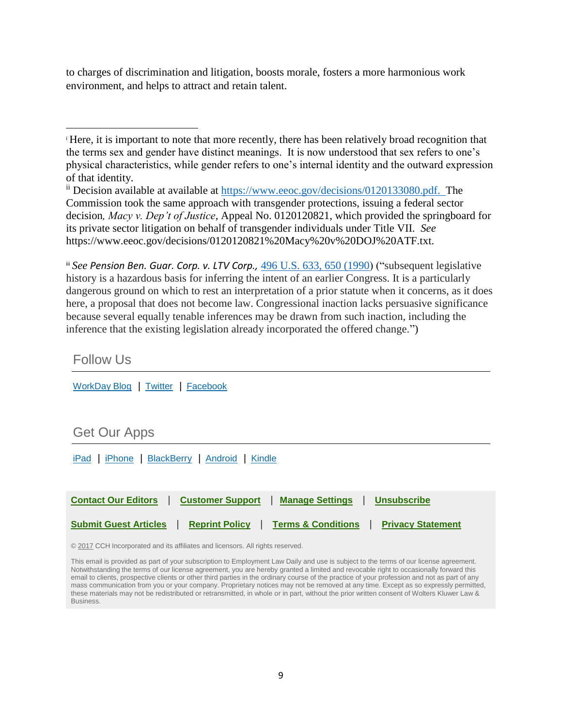to charges of discrimination and litigation, boosts morale, fosters a more harmonious work environment, and helps to attract and retain talent.

---

[i] Here, it is important to note that more recently, there has been relatively broad recognition that the terms sex and gender have distinct meanings. It is now understood that sex refers to one's physical characteristics, while gender refers to one's internal identity and the outward expression of that identity.

[ii] Decision available at available at https://www.eeoc.gov/decisions/0120133080.pdf. The Commission took the same approach with transgender protections, issuing a federal sector decision, *Macy v. Dep't of Justice*, Appeal No. 0120120821, which provided the springboard for its private sector litigation on behalf of transgender individuals under Title VII. *See* https://www.eeoc.gov/decisions/0120120821%20Macy%20v%20DOJ%20ATF.txt.

[iii] *See Pension Ben. Guar. Corp. v. LTV Corp.,* 496 U.S. 633, 650 (1990) ("subsequent legislative history is a hazardous basis for inferring the intent of an earlier Congress. It is a particularly dangerous ground on which to rest an interpretation of a prior statute when it concerns, as it does here, a proposal that does not become law. Congressional inaction lacks persuasive significance because several equally tenable inferences may be drawn from such inaction, including the inference that the existing legislation already incorporated the offered change.")

## Follow Us

WorkDay Blog | Twitter | Facebook

## Get Our Apps

iPad | iPhone | BlackBerry | Android | Kindle

**Contact Our Editors** | **Customer Support** | **Manage Settings** | **Unsubscribe**

**Submit Guest Articles** | **Reprint Policy** | **Terms & Conditions** | **Privacy Statement**

© 2017 CCH Incorporated and its affiliates and licensors. All rights reserved.

This email is provided as part of your subscription to Employment Law Daily and use is subject to the terms of our license agreement. Notwithstanding the terms of our license agreement, you are hereby granted a limited and revocable right to occasionally forward this email to clients, prospective clients or other third parties in the ordinary course of the practice of your profession and not as part of any mass communication from you or your company. Proprietary notices may not be removed at any time. Except as so expressly permitted, these materials may not be redistributed or retransmitted, in whole or in part, without the prior written consent of Wolters Kluwer Law & Business.